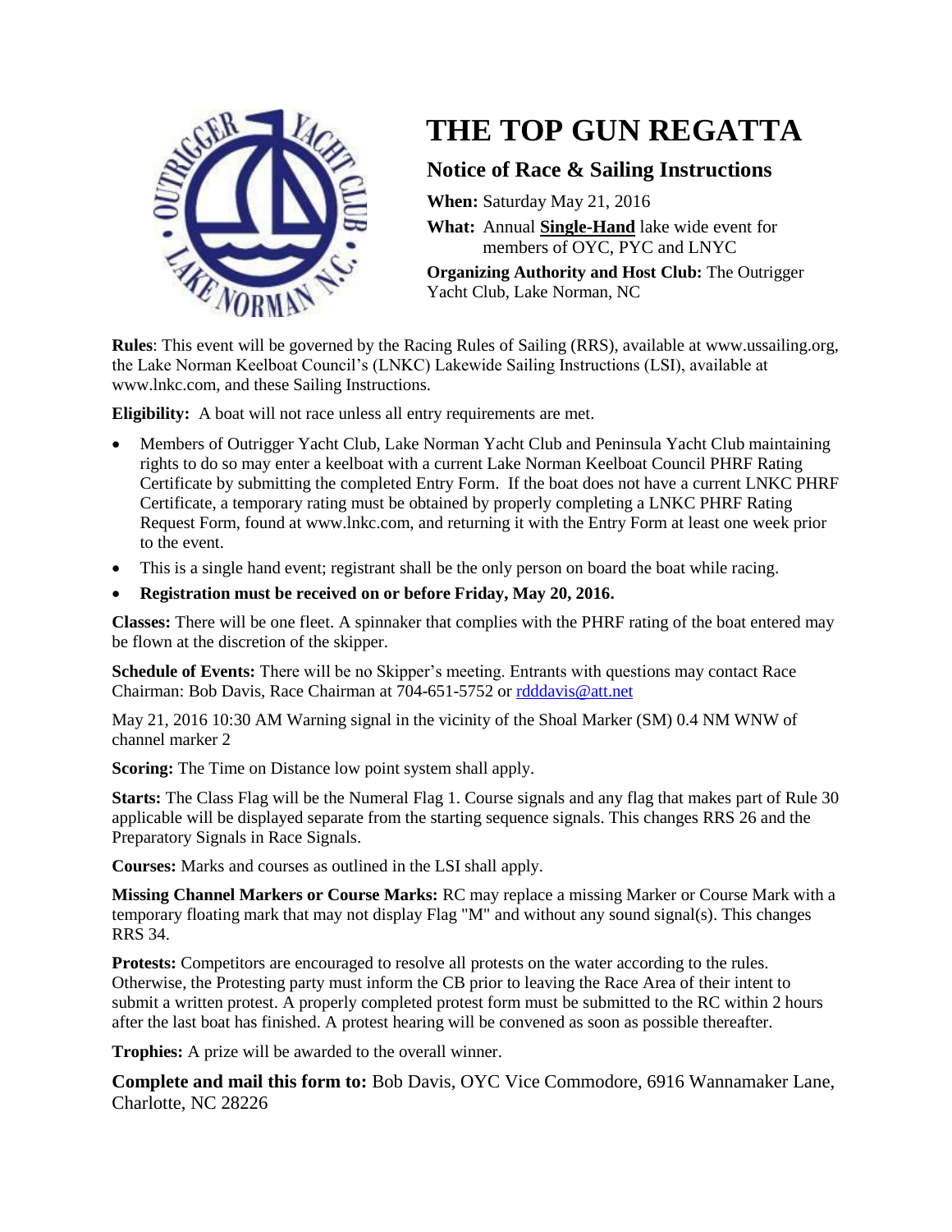# THE TOP GUN REGATTA

## Notice of Race & Sailing Instructions

**When:** Saturday May 21, 2016

**What:** Annual **Single-Hand** lake wide event for members of OYC, PYC and LNYC

**Organizing Authority and Host Club:** The Outrigger Yacht Club, Lake Norman, NC

**Rules**: This event will be governed by the Racing Rules of Sailing (RRS), available at www.ussailing.org, the Lake Norman Keelboat Council's (LNKC) Lakewide Sailing Instructions (LSI), available at www.lnkc.com, and these Sailing Instructions.

**Eligibility:** A boat will not race unless all entry requirements are met.

- Members of Outrigger Yacht Club, Lake Norman Yacht Club and Peninsula Yacht Club maintaining rights to do so may enter a keelboat with a current Lake Norman Keelboat Council PHRF Rating Certificate by submitting the completed Entry Form. If the boat does not have a current LNKC PHRF Certificate, a temporary rating must be obtained by properly completing a LNKC PHRF Rating Request Form, found at www.lnkc.com, and returning it with the Entry Form at least one week prior to the event.
- This is a single hand event; registrant shall be the only person on board the boat while racing.
- **Registration must be received on or before Friday, May 20, 2016.**

**Classes:** There will be one fleet. A spinnaker that complies with the PHRF rating of the boat entered may be flown at the discretion of the skipper.

**Schedule of Events:** There will be no Skipper's meeting. Entrants with questions may contact Race Chairman: Bob Davis, Race Chairman at 704-651-5752 or rdddavis@att.net

May 21, 2016 10:30 AM Warning signal in the vicinity of the Shoal Marker (SM) 0.4 NM WNW of channel marker 2

**Scoring:** The Time on Distance low point system shall apply.

**Starts:** The Class Flag will be the Numeral Flag 1. Course signals and any flag that makes part of Rule 30 applicable will be displayed separate from the starting sequence signals. This changes RRS 26 and the Preparatory Signals in Race Signals.

**Courses:** Marks and courses as outlined in the LSI shall apply.

**Missing Channel Markers or Course Marks:** RC may replace a missing Marker or Course Mark with a temporary floating mark that may not display Flag "M" and without any sound signal(s). This changes RRS 34.

**Protests:** Competitors are encouraged to resolve all protests on the water according to the rules. Otherwise, the Protesting party must inform the CB prior to leaving the Race Area of their intent to submit a written protest. A properly completed protest form must be submitted to the RC within 2 hours after the last boat has finished. A protest hearing will be convened as soon as possible thereafter.

**Trophies:** A prize will be awarded to the overall winner.

**Complete and mail this form to:** Bob Davis, OYC Vice Commodore, 6916 Wannamaker Lane, Charlotte, NC 28226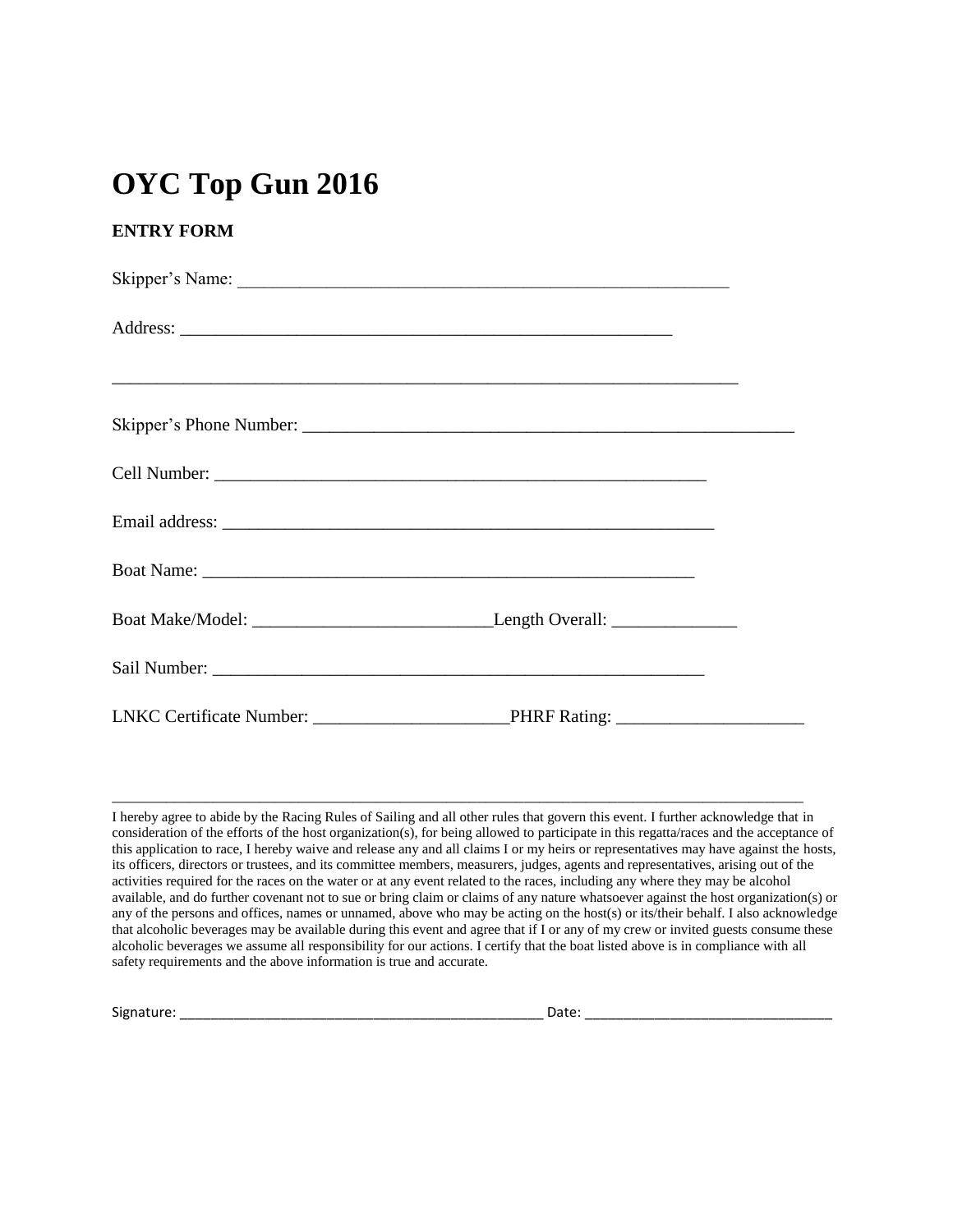# OYC Top Gun 2016

**ENTRY FORM**

Skipper's Name: ___________________________________________________________

Address: ____________________________________________________________

_____________________________________________________________________________

Skipper's Phone Number: ____________________________________________________________

Cell Number: ____________________________________________________________

Email address: ____________________________________________________________

Boat Name: ____________________________________________________________

Boat Make/Model: ___________________________Length Overall: ______________

Sail Number: ____________________________________________________________

LNKC Certificate Number: ______________________PHRF Rating: _____________________

_____________________________________________________________________________________________

I hereby agree to abide by the Racing Rules of Sailing and all other rules that govern this event. I further acknowledge that in consideration of the efforts of the host organization(s), for being allowed to participate in this regatta/races and the acceptance of this application to race, I hereby waive and release any and all claims I or my heirs or representatives may have against the hosts, its officers, directors or trustees, and its committee members, measurers, judges, agents and representatives, arising out of the activities required for the races on the water or at any event related to the races, including any where they may be alcohol available, and do further covenant not to sue or bring claim or claims of any nature whatsoever against the host organization(s) or any of the persons and offices, names or unnamed, above who may be acting on the host(s) or its/their behalf. I also acknowledge that alcoholic beverages may be available during this event and agree that if I or any of my crew or invited guests consume these alcoholic beverages we assume all responsibility for our actions. I certify that the boat listed above is in compliance with all safety requirements and the above information is true and accurate.

Signature: _______________________________________________ Date: _________________________________